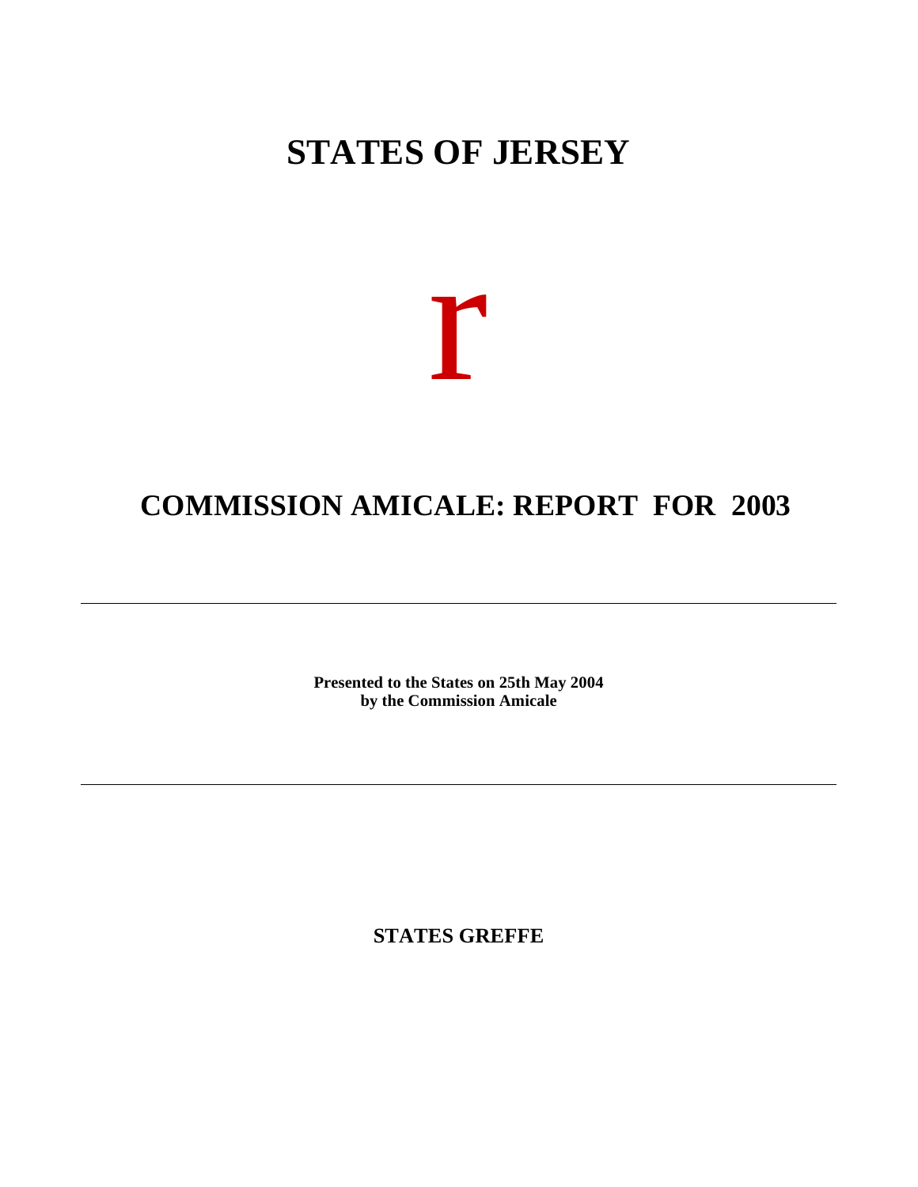# STATES OF JERSEY

r

# COMMISSION AMICALE: REPORT FOR 2003

---

**Presented to the States on 25th May 2004**
**by the Commission Amicale**

---

**STATES GREFFE**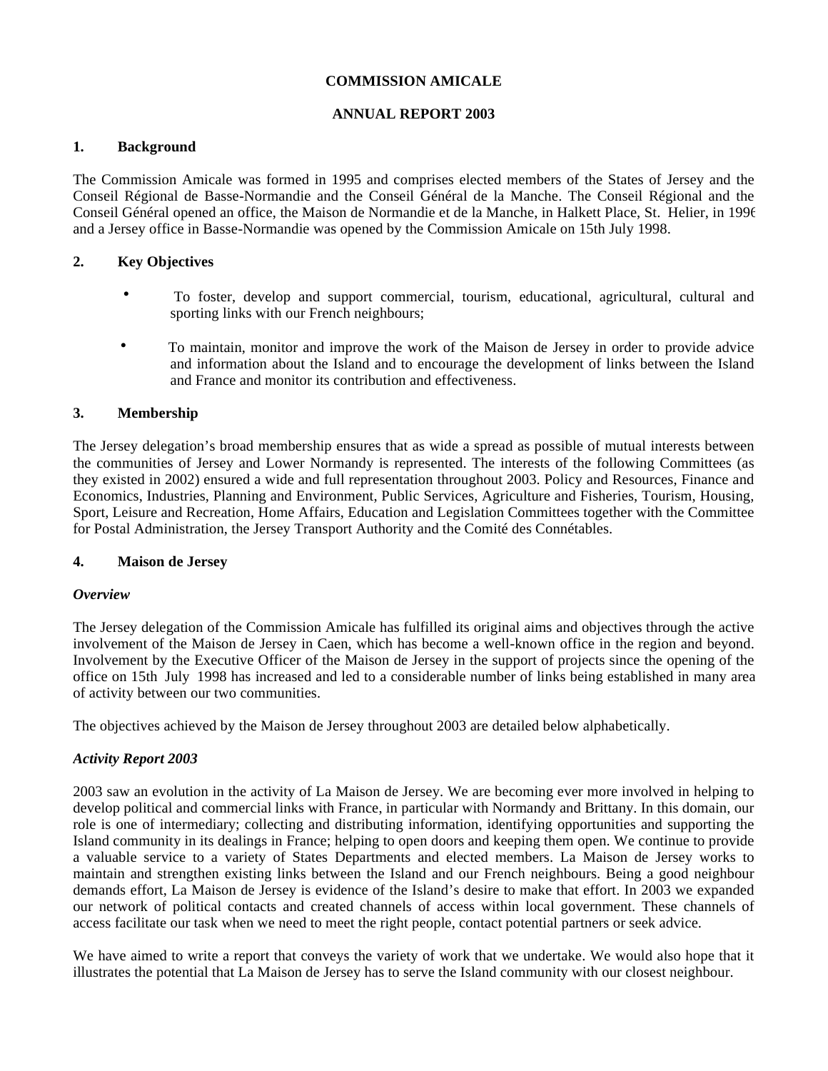**COMMISSION AMICALE**

**ANNUAL REPORT 2003**

## 1. Background

The Commission Amicale was formed in 1995 and comprises elected members of the States of Jersey and the Conseil Régional de Basse-Normandie and the Conseil Général de la Manche. The Conseil Régional and the Conseil Général opened an office, the Maison de Normandie et de la Manche, in Halkett Place, St. Helier, in 1996 and a Jersey office in Basse-Normandie was opened by the Commission Amicale on 15th July 1998.

## 2. Key Objectives

- To foster, develop and support commercial, tourism, educational, agricultural, cultural and sporting links with our French neighbours;
- To maintain, monitor and improve the work of the Maison de Jersey in order to provide advice and information about the Island and to encourage the development of links between the Island and France and monitor its contribution and effectiveness.

## 3. Membership

The Jersey delegation's broad membership ensures that as wide a spread as possible of mutual interests between the communities of Jersey and Lower Normandy is represented. The interests of the following Committees (as they existed in 2002) ensured a wide and full representation throughout 2003. Policy and Resources, Finance and Economics, Industries, Planning and Environment, Public Services, Agriculture and Fisheries, Tourism, Housing, Sport, Leisure and Recreation, Home Affairs, Education and Legislation Committees together with the Committee for Postal Administration, the Jersey Transport Authority and the Comité des Connétables.

## 4. Maison de Jersey

***Overview***

The Jersey delegation of the Commission Amicale has fulfilled its original aims and objectives through the active involvement of the Maison de Jersey in Caen, which has become a well-known office in the region and beyond. Involvement by the Executive Officer of the Maison de Jersey in the support of projects since the opening of the office on 15th July 1998 has increased and led to a considerable number of links being established in many area of activity between our two communities.

The objectives achieved by the Maison de Jersey throughout 2003 are detailed below alphabetically.

***Activity Report 2003***

2003 saw an evolution in the activity of La Maison de Jersey. We are becoming ever more involved in helping to develop political and commercial links with France, in particular with Normandy and Brittany. In this domain, our role is one of intermediary; collecting and distributing information, identifying opportunities and supporting the Island community in its dealings in France; helping to open doors and keeping them open. We continue to provide a valuable service to a variety of States Departments and elected members. La Maison de Jersey works to maintain and strengthen existing links between the Island and our French neighbours. Being a good neighbour demands effort, La Maison de Jersey is evidence of the Island's desire to make that effort. In 2003 we expanded our network of political contacts and created channels of access within local government. These channels of access facilitate our task when we need to meet the right people, contact potential partners or seek advice.

We have aimed to write a report that conveys the variety of work that we undertake. We would also hope that it illustrates the potential that La Maison de Jersey has to serve the Island community with our closest neighbour.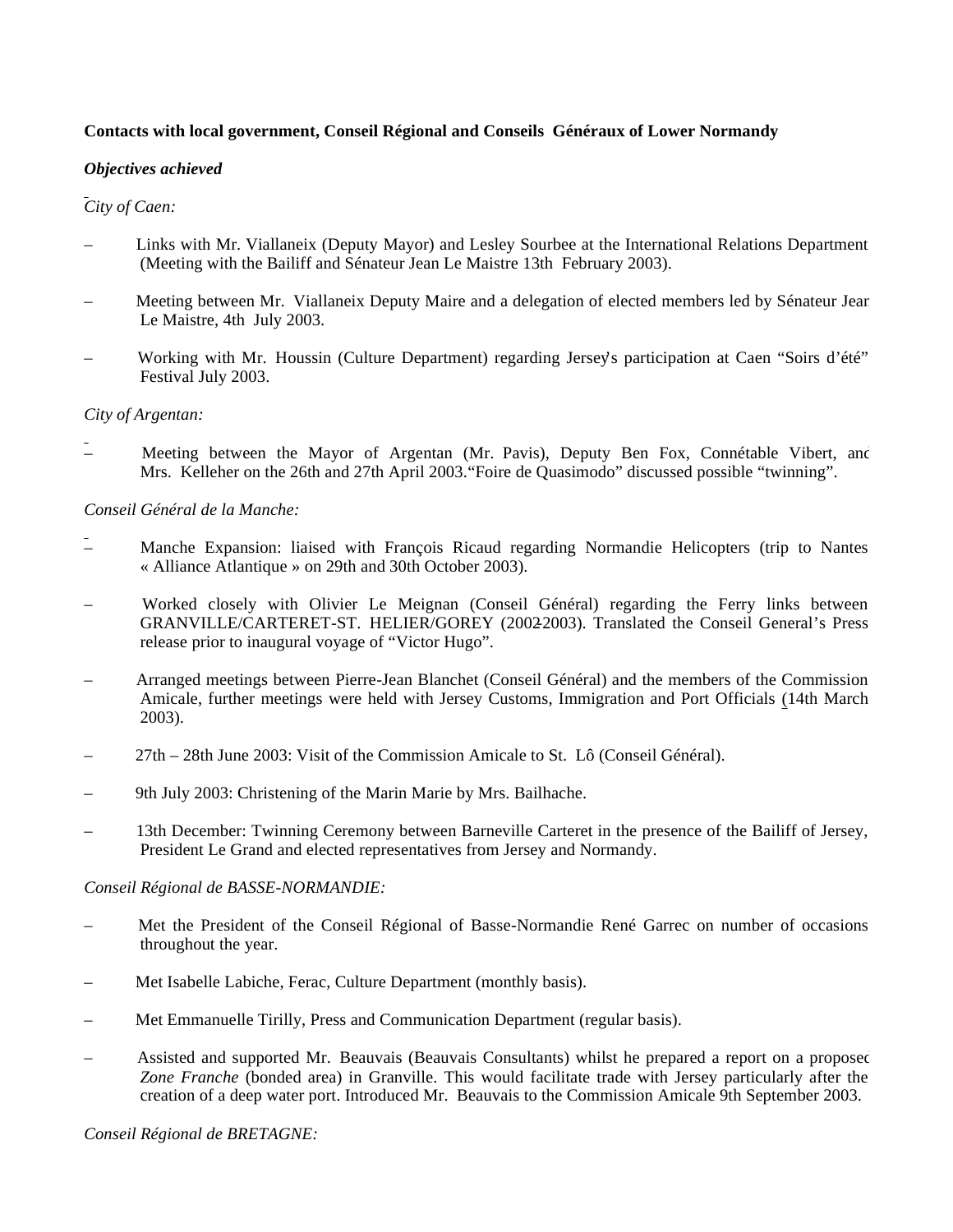**Contacts with local government, Conseil Régional and Conseils Généraux of Lower Normandy**

***Objectives achieved***

*City of Caen:*

– Links with Mr. Viallaneix (Deputy Mayor) and Lesley Sourbee at the International Relations Department (Meeting with the Bailiff and Sénateur Jean Le Maistre 13th February 2003).

– Meeting between Mr. Viallaneix Deputy Maire and a delegation of elected members led by Sénateur Jean Le Maistre, 4th July 2003.

– Working with Mr. Houssin (Culture Department) regarding Jersey's participation at Caen "Soirs d'été" Festival July 2003.

*City of Argentan:*

– Meeting between the Mayor of Argentan (Mr. Pavis), Deputy Ben Fox, Connétable Vibert, and Mrs. Kelleher on the 26th and 27th April 2003."Foire de Quasimodo" discussed possible "twinning".

*Conseil Général de la Manche:*

– Manche Expansion: liaised with François Ricaud regarding Normandie Helicopters (trip to Nantes « Alliance Atlantique » on 29th and 30th October 2003).

– Worked closely with Olivier Le Meignan (Conseil Général) regarding the Ferry links between GRANVILLE/CARTERET-ST. HELIER/GOREY (2002-2003). Translated the Conseil General's Press release prior to inaugural voyage of "Victor Hugo".

– Arranged meetings between Pierre-Jean Blanchet (Conseil Général) and the members of the Commission Amicale, further meetings were held with Jersey Customs, Immigration and Port Officials (14th March 2003).

– 27th – 28th June 2003: Visit of the Commission Amicale to St. Lô (Conseil Général).

– 9th July 2003: Christening of the Marin Marie by Mrs. Bailhache.

– 13th December: Twinning Ceremony between Barneville Carteret in the presence of the Bailiff of Jersey, President Le Grand and elected representatives from Jersey and Normandy.

*Conseil Régional de BASSE-NORMANDIE:*

– Met the President of the Conseil Régional of Basse-Normandie René Garrec on number of occasions throughout the year.

– Met Isabelle Labiche, Ferac, Culture Department (monthly basis).

– Met Emmanuelle Tirilly, Press and Communication Department (regular basis).

– Assisted and supported Mr. Beauvais (Beauvais Consultants) whilst he prepared a report on a proposed *Zone Franche* (bonded area) in Granville. This would facilitate trade with Jersey particularly after the creation of a deep water port. Introduced Mr. Beauvais to the Commission Amicale 9th September 2003.

*Conseil Régional de BRETAGNE:*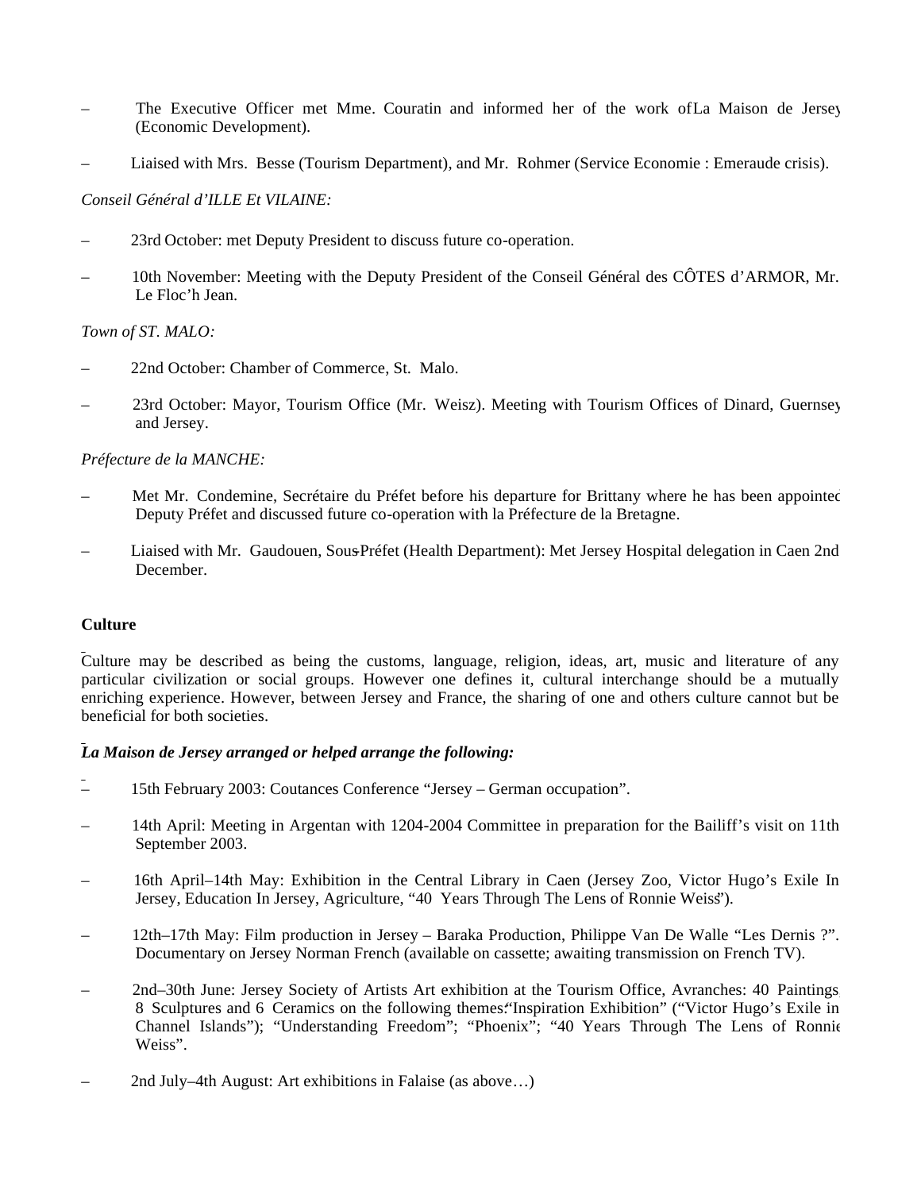- The Executive Officer met Mme. Couratin and informed her of the work of La Maison de Jersey (Economic Development).
- Liaised with Mrs. Besse (Tourism Department), and Mr. Rohmer (Service Economie : Emeraude crisis).

*Conseil Général d'ILLE Et VILAINE:*

- 23rd October: met Deputy President to discuss future co-operation.
- 10th November: Meeting with the Deputy President of the Conseil Général des CÔTES d'ARMOR, Mr. Le Floc'h Jean.

*Town of ST. MALO:*

- 22nd October: Chamber of Commerce, St. Malo.
- 23rd October: Mayor, Tourism Office (Mr. Weisz). Meeting with Tourism Offices of Dinard, Guernsey and Jersey.

*Préfecture de la MANCHE:*

- Met Mr. Condemine, Secrétaire du Préfet before his departure for Brittany where he has been appointed Deputy Préfet and discussed future co-operation with la Préfecture de la Bretagne.
- Liaised with Mr. Gaudouen, Sous-Préfet (Health Department): Met Jersey Hospital delegation in Caen 2nd December.

**Culture**

Culture may be described as being the customs, language, religion, ideas, art, music and literature of any particular civilization or social groups. However one defines it, cultural interchange should be a mutually enriching experience. However, between Jersey and France, the sharing of one and others culture cannot but be beneficial for both societies.

***La Maison de Jersey arranged or helped arrange the following:***

- 15th February 2003: Coutances Conference "Jersey – German occupation".
- 14th April: Meeting in Argentan with 1204-2004 Committee in preparation for the Bailiff's visit on 11th September 2003.
- 16th April–14th May: Exhibition in the Central Library in Caen (Jersey Zoo, Victor Hugo's Exile In Jersey, Education In Jersey, Agriculture, "40 Years Through The Lens of Ronnie Weiss").
- 12th–17th May: Film production in Jersey – Baraka Production, Philippe Van De Walle "Les Dernis ?". Documentary on Jersey Norman French (available on cassette; awaiting transmission on French TV).
- 2nd–30th June: Jersey Society of Artists Art exhibition at the Tourism Office, Avranches: 40 Paintings, 8 Sculptures and 6 Ceramics on the following themes: "Inspiration Exhibition" ("Victor Hugo's Exile in Channel Islands"); "Understanding Freedom"; "Phoenix"; "40 Years Through The Lens of Ronnie Weiss".
- 2nd July–4th August: Art exhibitions in Falaise (as above…)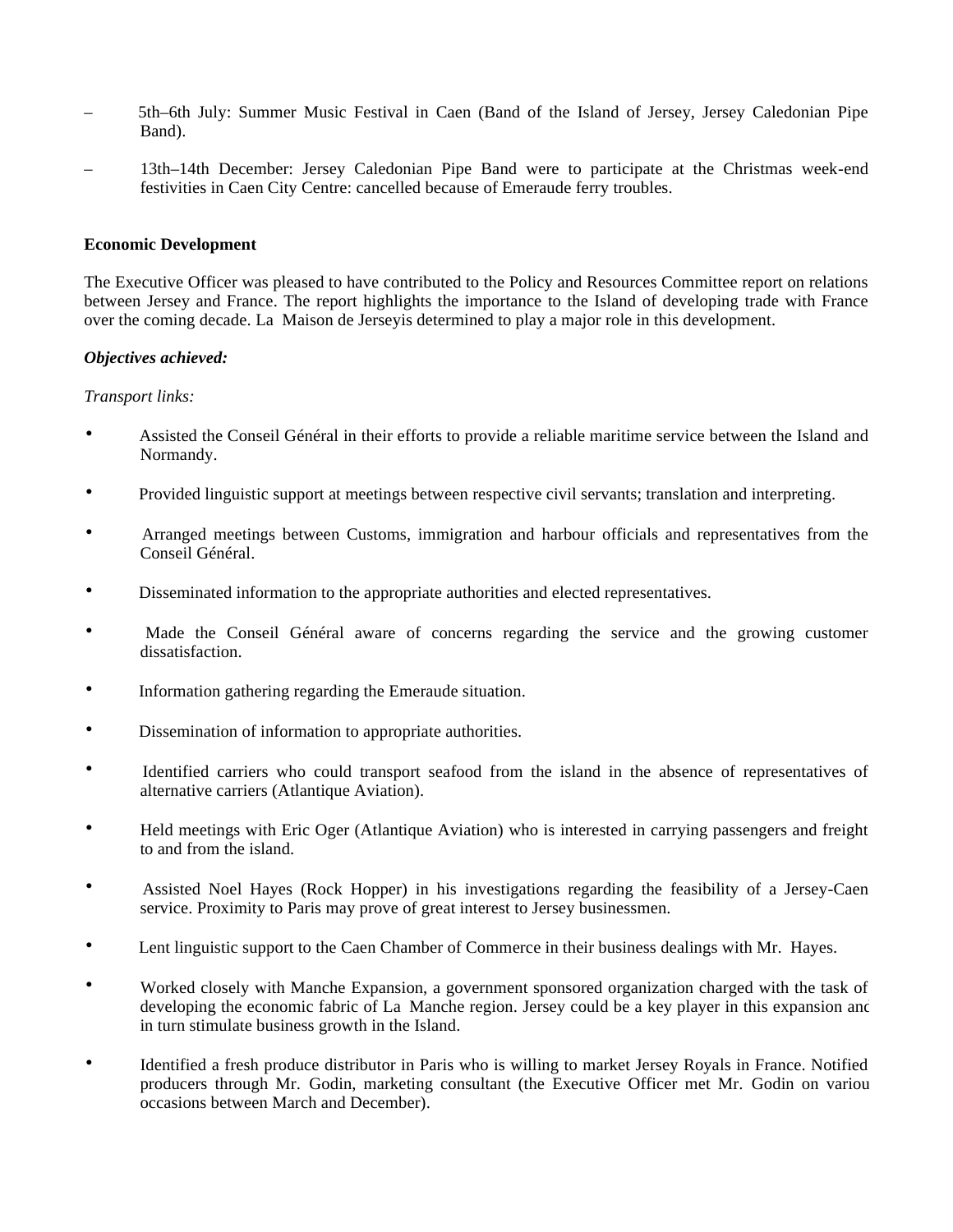– 5th–6th July: Summer Music Festival in Caen (Band of the Island of Jersey, Jersey Caledonian Pipe Band).

– 13th–14th December: Jersey Caledonian Pipe Band were to participate at the Christmas week-end festivities in Caen City Centre: cancelled because of Emeraude ferry troubles.

**Economic Development**

The Executive Officer was pleased to have contributed to the Policy and Resources Committee report on relations between Jersey and France. The report highlights the importance to the Island of developing trade with France over the coming decade. La Maison de Jerseyis determined to play a major role in this development.

***Objectives achieved:***

*Transport links:*

- Assisted the Conseil Général in their efforts to provide a reliable maritime service between the Island and Normandy.
- Provided linguistic support at meetings between respective civil servants; translation and interpreting.
- Arranged meetings between Customs, immigration and harbour officials and representatives from the Conseil Général.
- Disseminated information to the appropriate authorities and elected representatives.
- Made the Conseil Général aware of concerns regarding the service and the growing customer dissatisfaction.
- Information gathering regarding the Emeraude situation.
- Dissemination of information to appropriate authorities.
- Identified carriers who could transport seafood from the island in the absence of representatives of alternative carriers (Atlantique Aviation).
- Held meetings with Eric Oger (Atlantique Aviation) who is interested in carrying passengers and freight to and from the island.
- Assisted Noel Hayes (Rock Hopper) in his investigations regarding the feasibility of a Jersey-Caen service. Proximity to Paris may prove of great interest to Jersey businessmen.
- Lent linguistic support to the Caen Chamber of Commerce in their business dealings with Mr. Hayes.
- Worked closely with Manche Expansion, a government sponsored organization charged with the task of developing the economic fabric of La Manche region. Jersey could be a key player in this expansion and in turn stimulate business growth in the Island.
- Identified a fresh produce distributor in Paris who is willing to market Jersey Royals in France. Notified producers through Mr. Godin, marketing consultant (the Executive Officer met Mr. Godin on various occasions between March and December).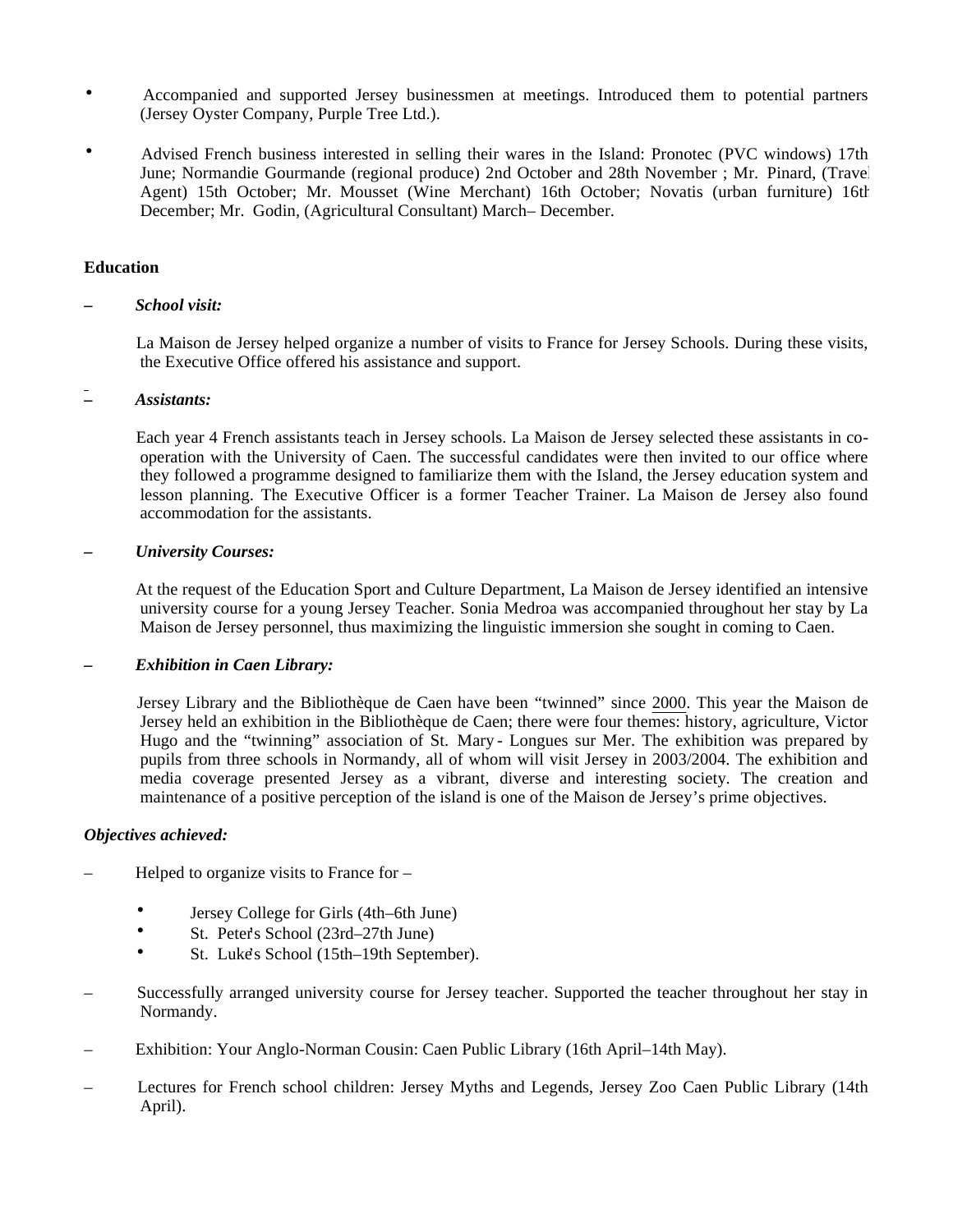- Accompanied and supported Jersey businessmen at meetings. Introduced them to potential partners (Jersey Oyster Company, Purple Tree Ltd.).
- Advised French business interested in selling their wares in the Island: Pronotec (PVC windows) 17th June; Normandie Gourmande (regional produce) 2nd October and 28th November ; Mr. Pinard, (Travel Agent) 15th October; Mr. Mousset (Wine Merchant) 16th October; Novatis (urban furniture) 16th December; Mr. Godin, (Agricultural Consultant) March– December.

**Education**

– ***School visit:***

La Maison de Jersey helped organize a number of visits to France for Jersey Schools. During these visits, the Executive Office offered his assistance and support.

– ***Assistants:***

Each year 4 French assistants teach in Jersey schools. La Maison de Jersey selected these assistants in co-operation with the University of Caen. The successful candidates were then invited to our office where they followed a programme designed to familiarize them with the Island, the Jersey education system and lesson planning. The Executive Officer is a former Teacher Trainer. La Maison de Jersey also found accommodation for the assistants.

– ***University Courses:***

At the request of the Education Sport and Culture Department, La Maison de Jersey identified an intensive university course for a young Jersey Teacher. Sonia Medroa was accompanied throughout her stay by La Maison de Jersey personnel, thus maximizing the linguistic immersion she sought in coming to Caen.

– ***Exhibition in Caen Library:***

Jersey Library and the Bibliothèque de Caen have been "twinned" since 2000. This year the Maison de Jersey held an exhibition in the Bibliothèque de Caen; there were four themes: history, agriculture, Victor Hugo and the "twinning" association of St. Mary - Longues sur Mer. The exhibition was prepared by pupils from three schools in Normandy, all of whom will visit Jersey in 2003/2004. The exhibition and media coverage presented Jersey as a vibrant, diverse and interesting society. The creation and maintenance of a positive perception of the island is one of the Maison de Jersey's prime objectives.

***Objectives achieved:***

– Helped to organize visits to France for –

- Jersey College for Girls (4th–6th June)
- St. Peter's School (23rd–27th June)
- St. Luke's School (15th–19th September).

– Successfully arranged university course for Jersey teacher. Supported the teacher throughout her stay in Normandy.

– Exhibition: Your Anglo-Norman Cousin: Caen Public Library (16th April–14th May).

– Lectures for French school children: Jersey Myths and Legends, Jersey Zoo Caen Public Library (14th April).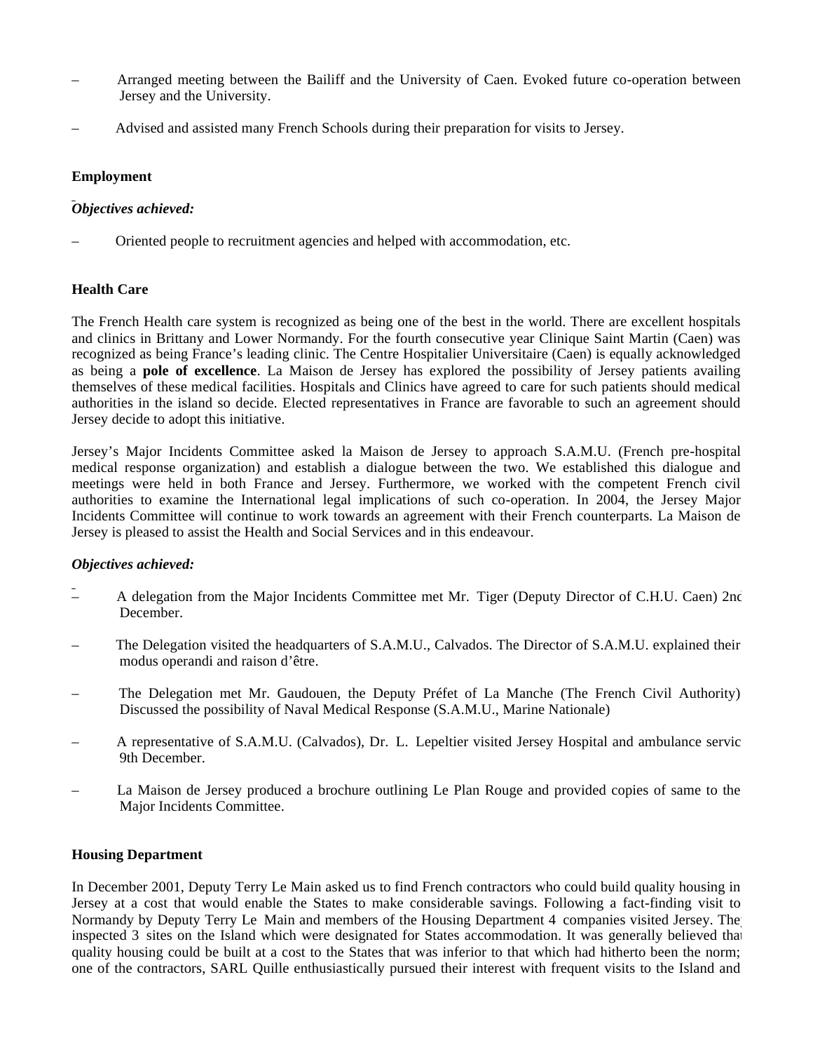- Arranged meeting between the Bailiff and the University of Caen. Evoked future co-operation between Jersey and the University.
- Advised and assisted many French Schools during their preparation for visits to Jersey.

**Employment**

***Objectives achieved:***

- Oriented people to recruitment agencies and helped with accommodation, etc.

**Health Care**

The French Health care system is recognized as being one of the best in the world. There are excellent hospitals and clinics in Brittany and Lower Normandy. For the fourth consecutive year Clinique Saint Martin (Caen) was recognized as being France's leading clinic. The Centre Hospitalier Universitaire (Caen) is equally acknowledged as being a **pole of excellence**. La Maison de Jersey has explored the possibility of Jersey patients availing themselves of these medical facilities. Hospitals and Clinics have agreed to care for such patients should medical authorities in the island so decide. Elected representatives in France are favorable to such an agreement should Jersey decide to adopt this initiative.

Jersey's Major Incidents Committee asked la Maison de Jersey to approach S.A.M.U. (French pre-hospital medical response organization) and establish a dialogue between the two. We established this dialogue and meetings were held in both France and Jersey. Furthermore, we worked with the competent French civil authorities to examine the International legal implications of such co-operation. In 2004, the Jersey Major Incidents Committee will continue to work towards an agreement with their French counterparts. La Maison de Jersey is pleased to assist the Health and Social Services and in this endeavour.

***Objectives achieved:***

- A delegation from the Major Incidents Committee met Mr. Tiger (Deputy Director of C.H.U. Caen) 2nd December.
- The Delegation visited the headquarters of S.A.M.U., Calvados. The Director of S.A.M.U. explained their modus operandi and raison d'être.
- The Delegation met Mr. Gaudouen, the Deputy Préfet of La Manche (The French Civil Authority) Discussed the possibility of Naval Medical Response (S.A.M.U., Marine Nationale)
- A representative of S.A.M.U. (Calvados), Dr. L. Lepeltier visited Jersey Hospital and ambulance service 9th December.
- La Maison de Jersey produced a brochure outlining Le Plan Rouge and provided copies of same to the Major Incidents Committee.

**Housing Department**

In December 2001, Deputy Terry Le Main asked us to find French contractors who could build quality housing in Jersey at a cost that would enable the States to make considerable savings. Following a fact-finding visit to Normandy by Deputy Terry Le Main and members of the Housing Department 4 companies visited Jersey. They inspected 3 sites on the Island which were designated for States accommodation. It was generally believed that quality housing could be built at a cost to the States that was inferior to that which had hitherto been the norm; one of the contractors, SARL Quille enthusiastically pursued their interest with frequent visits to the Island and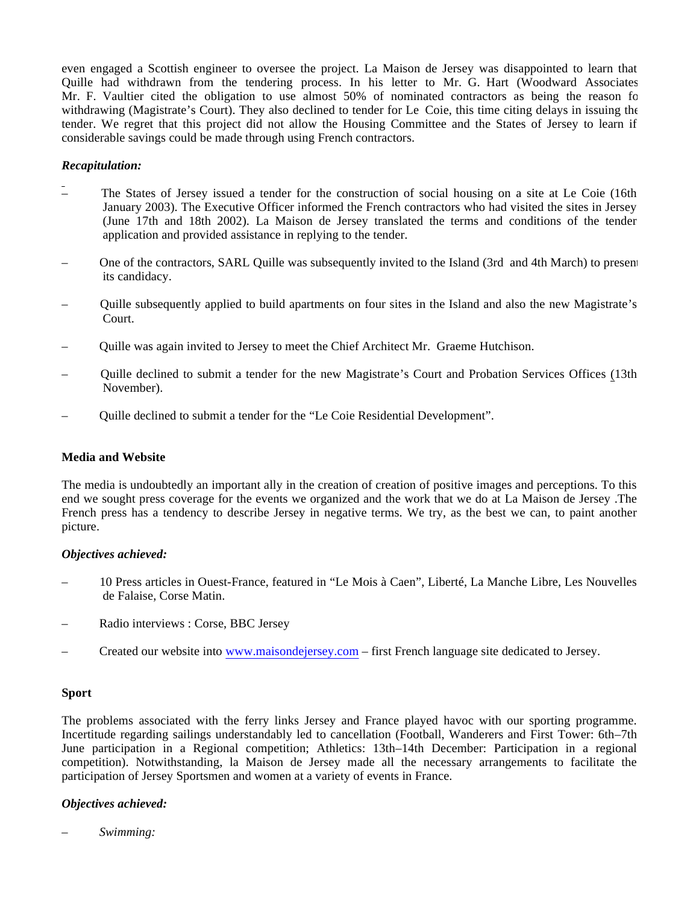even engaged a Scottish engineer to oversee the project. La Maison de Jersey was disappointed to learn that Quille had withdrawn from the tendering process. In his letter to Mr. G. Hart (Woodward Associates Mr. F. Vaultier cited the obligation to use almost 50% of nominated contractors as being the reason fo withdrawing (Magistrate's Court). They also declined to tender for Le Coie, this time citing delays in issuing the tender. We regret that this project did not allow the Housing Committee and the States of Jersey to learn if considerable savings could be made through using French contractors.

***Recapitulation:***

– The States of Jersey issued a tender for the construction of social housing on a site at Le Coie (16th January 2003). The Executive Officer informed the French contractors who had visited the sites in Jersey (June 17th and 18th 2002). La Maison de Jersey translated the terms and conditions of the tender application and provided assistance in replying to the tender.

– One of the contractors, SARL Quille was subsequently invited to the Island (3rd and 4th March) to present its candidacy.

– Quille subsequently applied to build apartments on four sites in the Island and also the new Magistrate's Court.

– Quille was again invited to Jersey to meet the Chief Architect Mr. Graeme Hutchison.

– Quille declined to submit a tender for the new Magistrate's Court and Probation Services Offices (13th November).

– Quille declined to submit a tender for the "Le Coie Residential Development".

**Media and Website**

The media is undoubtedly an important ally in the creation of creation of positive images and perceptions. To this end we sought press coverage for the events we organized and the work that we do at La Maison de Jersey .The French press has a tendency to describe Jersey in negative terms. We try, as the best we can, to paint another picture.

***Objectives achieved:***

– 10 Press articles in Ouest-France, featured in "Le Mois à Caen", Liberté, La Manche Libre, Les Nouvelles de Falaise, Corse Matin.

– Radio interviews : Corse, BBC Jersey

– Created our website into www.maisondejersey.com – first French language site dedicated to Jersey.

**Sport**

The problems associated with the ferry links Jersey and France played havoc with our sporting programme. Incertitude regarding sailings understandably led to cancellation (Football, Wanderers and First Tower: 6th–7th June participation in a Regional competition; Athletics: 13th–14th December: Participation in a regional competition). Notwithstanding, la Maison de Jersey made all the necessary arrangements to facilitate the participation of Jersey Sportsmen and women at a variety of events in France.

***Objectives achieved:***

– *Swimming:*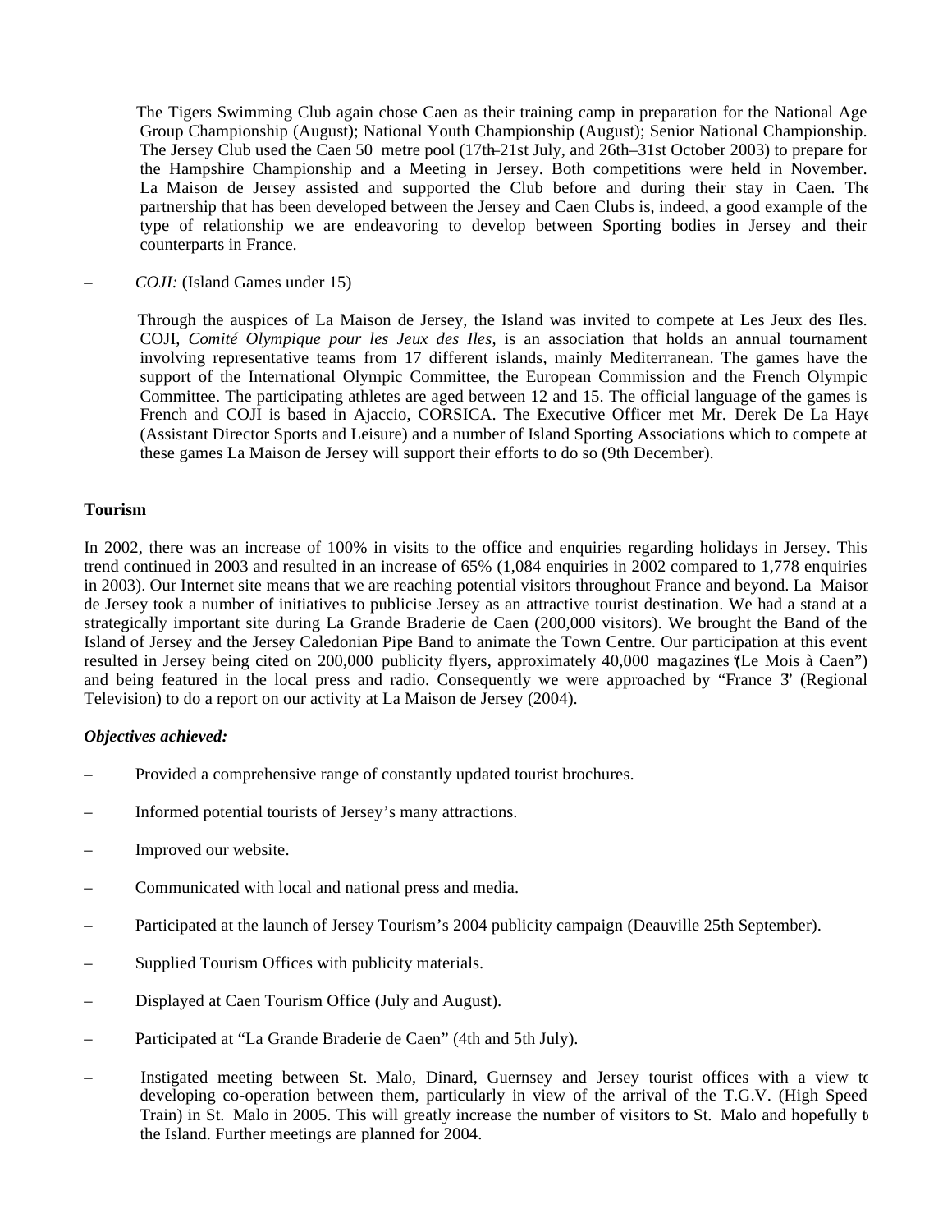The Tigers Swimming Club again chose Caen as their training camp in preparation for the National Age Group Championship (August); National Youth Championship (August); Senior National Championship. The Jersey Club used the Caen 50 metre pool (17th–21st July, and 26th–31st October 2003) to prepare for the Hampshire Championship and a Meeting in Jersey. Both competitions were held in November. La Maison de Jersey assisted and supported the Club before and during their stay in Caen. The partnership that has been developed between the Jersey and Caen Clubs is, indeed, a good example of the type of relationship we are endeavoring to develop between Sporting bodies in Jersey and their counterparts in France.

– *COJI:* (Island Games under 15)

Through the auspices of La Maison de Jersey, the Island was invited to compete at Les Jeux des Iles. COJI, *Comité Olympique pour les Jeux des Iles*, is an association that holds an annual tournament involving representative teams from 17 different islands, mainly Mediterranean. The games have the support of the International Olympic Committee, the European Commission and the French Olympic Committee. The participating athletes are aged between 12 and 15. The official language of the games is French and COJI is based in Ajaccio, CORSICA. The Executive Officer met Mr. Derek De La Haye (Assistant Director Sports and Leisure) and a number of Island Sporting Associations which to compete at these games La Maison de Jersey will support their efforts to do so (9th December).

**Tourism**

In 2002, there was an increase of 100% in visits to the office and enquiries regarding holidays in Jersey. This trend continued in 2003 and resulted in an increase of 65% (1,084 enquiries in 2002 compared to 1,778 enquiries in 2003). Our Internet site means that we are reaching potential visitors throughout France and beyond. La Maison de Jersey took a number of initiatives to publicise Jersey as an attractive tourist destination. We had a stand at a strategically important site during La Grande Braderie de Caen (200,000 visitors). We brought the Band of the Island of Jersey and the Jersey Caledonian Pipe Band to animate the Town Centre. Our participation at this event resulted in Jersey being cited on 200,000 publicity flyers, approximately 40,000 magazines "Le Mois à Caen") and being featured in the local press and radio. Consequently we were approached by "France 3" (Regional Television) to do a report on our activity at La Maison de Jersey (2004).

***Objectives achieved:***

- Provided a comprehensive range of constantly updated tourist brochures.
- Informed potential tourists of Jersey's many attractions.
- Improved our website.
- Communicated with local and national press and media.
- Participated at the launch of Jersey Tourism's 2004 publicity campaign (Deauville 25th September).
- Supplied Tourism Offices with publicity materials.
- Displayed at Caen Tourism Office (July and August).
- Participated at "La Grande Braderie de Caen" (4th and 5th July).
- Instigated meeting between St. Malo, Dinard, Guernsey and Jersey tourist offices with a view to developing co-operation between them, particularly in view of the arrival of the T.G.V. (High Speed Train) in St. Malo in 2005. This will greatly increase the number of visitors to St. Malo and hopefully to the Island. Further meetings are planned for 2004.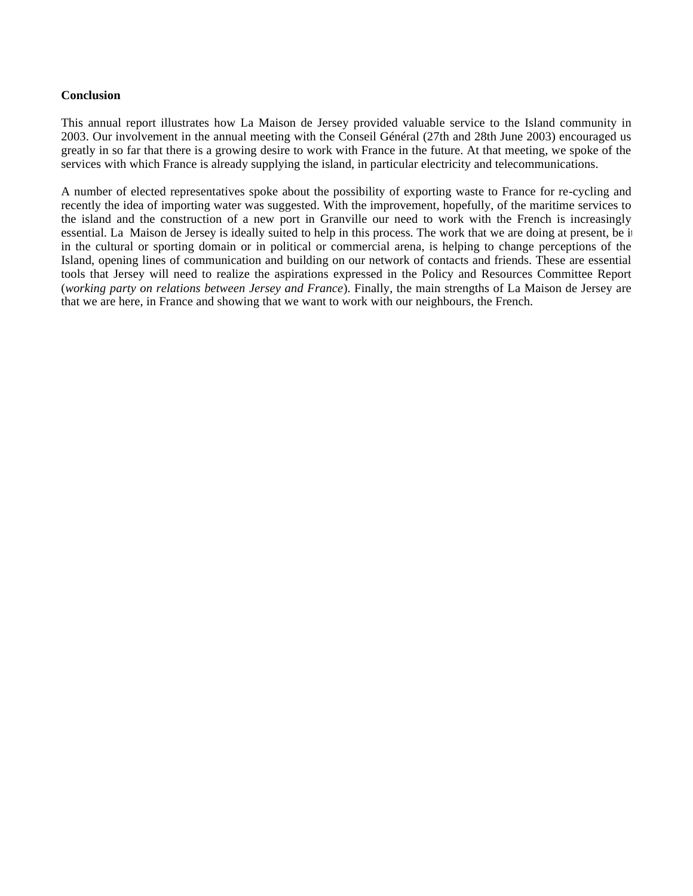**Conclusion**

This annual report illustrates how La Maison de Jersey provided valuable service to the Island community in 2003. Our involvement in the annual meeting with the Conseil Général (27th and 28th June 2003) encouraged us greatly in so far that there is a growing desire to work with France in the future. At that meeting, we spoke of the services with which France is already supplying the island, in particular electricity and telecommunications.

A number of elected representatives spoke about the possibility of exporting waste to France for re-cycling and recently the idea of importing water was suggested. With the improvement, hopefully, of the maritime services to the island and the construction of a new port in Granville our need to work with the French is increasingly essential. La Maison de Jersey is ideally suited to help in this process. The work that we are doing at present, be it in the cultural or sporting domain or in political or commercial arena, is helping to change perceptions of the Island, opening lines of communication and building on our network of contacts and friends. These are essential tools that Jersey will need to realize the aspirations expressed in the Policy and Resources Committee Report (*working party on relations between Jersey and France*). Finally, the main strengths of La Maison de Jersey are that we are here, in France and showing that we want to work with our neighbours, the French.